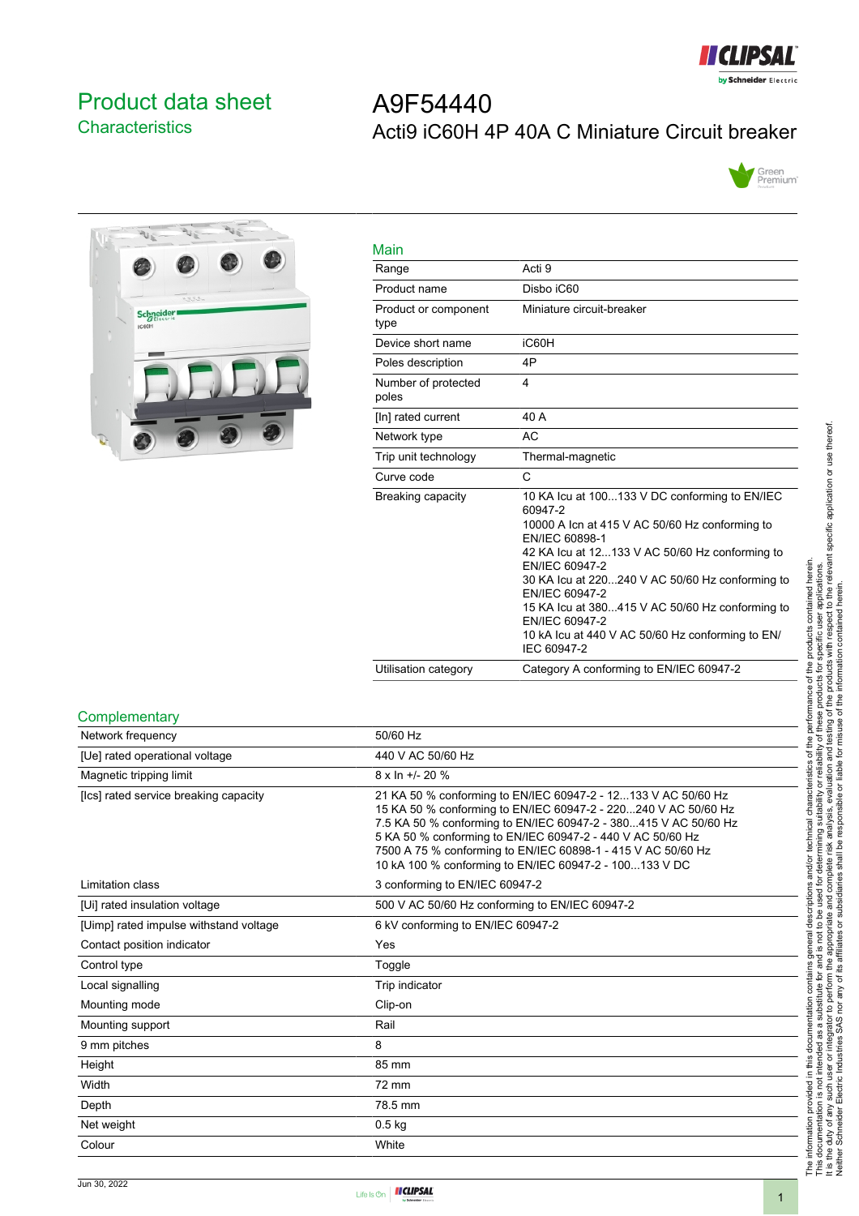# Product data sheet

## Characteristics

# A9F54440

## Acti9 iC60H 4P 40A C Miniature Circuit breaker

### Main

| | |
|---|---|
| Range | Acti 9 |
| Product name | Disbo iC60 |
| Product or component type | Miniature circuit-breaker |
| Device short name | iC60H |
| Poles description | 4P |
| Number of protected poles | 4 |
| [In] rated current | 40 A |
| Network type | AC |
| Trip unit technology | Thermal-magnetic |
| Curve code | C |
| Breaking capacity | 10 KA Icu at 100...133 V DC conforming to EN/IEC 60947-2<br>10000 A Icn at 415 V AC 50/60 Hz conforming to EN/IEC 60898-1<br>42 KA Icu at 12...133 V AC 50/60 Hz conforming to EN/IEC 60947-2<br>30 KA Icu at 220...240 V AC 50/60 Hz conforming to EN/IEC 60947-2<br>15 KA Icu at 380...415 V AC 50/60 Hz conforming to EN/IEC 60947-2<br>10 kA Icu at 440 V AC 50/60 Hz conforming to EN/IEC 60947-2 |
| Utilisation category | Category A conforming to EN/IEC 60947-2 |

### Complementary

| | |
|---|---|
| Network frequency | 50/60 Hz |
| [Ue] rated operational voltage | 440 V AC 50/60 Hz |
| Magnetic tripping limit | 8 x In +/- 20 % |
| [Ics] rated service breaking capacity | 21 KA 50 % conforming to EN/IEC 60947-2 - 12...133 V AC 50/60 Hz<br>15 KA 50 % conforming to EN/IEC 60947-2 - 220...240 V AC 50/60 Hz<br>7.5 KA 50 % conforming to EN/IEC 60947-2 - 380...415 V AC 50/60 Hz<br>5 KA 50 % conforming to EN/IEC 60947-2 - 440 V AC 50/60 Hz<br>7500 A 75 % conforming to EN/IEC 60898-1 - 415 V AC 50/60 Hz<br>10 kA 100 % conforming to EN/IEC 60947-2 - 100...133 V DC |
| Limitation class | 3 conforming to EN/IEC 60947-2 |
| [Ui] rated insulation voltage | 500 V AC 50/60 Hz conforming to EN/IEC 60947-2 |
| [Uimp] rated impulse withstand voltage | 6 kV conforming to EN/IEC 60947-2 |
| Contact position indicator | Yes |
| Control type | Toggle |
| Local signalling | Trip indicator |
| Mounting mode | Clip-on |
| Mounting support | Rail |
| 9 mm pitches | 8 |
| Height | 85 mm |
| Width | 72 mm |
| Depth | 78.5 mm |
| Net weight | 0.5 kg |
| Colour | White |

The information provided in this documentation contains general descriptions and/or technical characteristics of the performance of the products contained herein. This documentation is not intended as a substitute for and is not to be used for determining suitability or reliability of these products for specific user applications. It is the duty of any such user or integrator to perform the appropriate and complete risk analysis, evaluation and testing of the products with respect to the relevant specific application or use thereof. Neither Schneider Electric Industries SAS nor any of its affiliates or subsidiaries shall be responsible or liable for misuse of the information contained herein.

Jun 30, 2022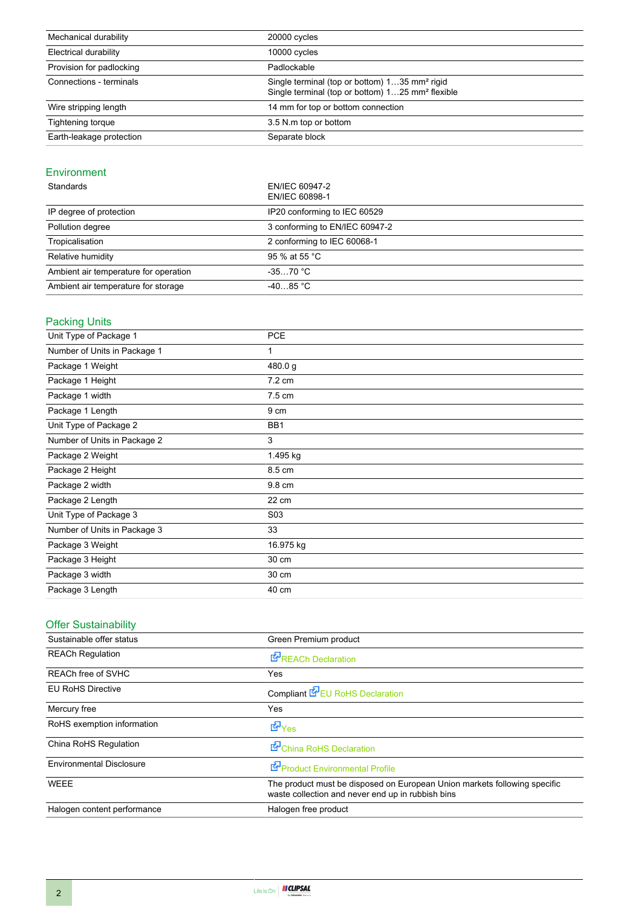| | |
|---|---|
| Mechanical durability | 20000 cycles |
| Electrical durability | 10000 cycles |
| Provision for padlocking | Padlockable |
| Connections - terminals | Single terminal (top or bottom) 1…35 mm² rigid<br>Single terminal (top or bottom) 1…25 mm² flexible |
| Wire stripping length | 14 mm for top or bottom connection |
| Tightening torque | 3.5 N.m top or bottom |
| Earth-leakage protection | Separate block |

## Environment

| | |
|---|---|
| Standards | EN/IEC 60947-2<br>EN/IEC 60898-1 |
| IP degree of protection | IP20 conforming to IEC 60529 |
| Pollution degree | 3 conforming to EN/IEC 60947-2 |
| Tropicalisation | 2 conforming to IEC 60068-1 |
| Relative humidity | 95 % at 55 °C |
| Ambient air temperature for operation | -35…70 °C |
| Ambient air temperature for storage | -40…85 °C |

## Packing Units

| | |
|---|---|
| Unit Type of Package 1 | PCE |
| Number of Units in Package 1 | 1 |
| Package 1 Weight | 480.0 g |
| Package 1 Height | 7.2 cm |
| Package 1 width | 7.5 cm |
| Package 1 Length | 9 cm |
| Unit Type of Package 2 | BB1 |
| Number of Units in Package 2 | 3 |
| Package 2 Weight | 1.495 kg |
| Package 2 Height | 8.5 cm |
| Package 2 width | 9.8 cm |
| Package 2 Length | 22 cm |
| Unit Type of Package 3 | S03 |
| Number of Units in Package 3 | 33 |
| Package 3 Weight | 16.975 kg |
| Package 3 Height | 30 cm |
| Package 3 width | 30 cm |
| Package 3 Length | 40 cm |

## Offer Sustainability

| | |
|---|---|
| Sustainable offer status | Green Premium product |
| REACh Regulation | REACh Declaration |
| REACh free of SVHC | Yes |
| EU RoHS Directive | Compliant EU RoHS Declaration |
| Mercury free | Yes |
| RoHS exemption information | Yes |
| China RoHS Regulation | China RoHS Declaration |
| Environmental Disclosure | Product Environmental Profile |
| WEEE | The product must be disposed on European Union markets following specific waste collection and never end up in rubbish bins |
| Halogen content performance | Halogen free product |